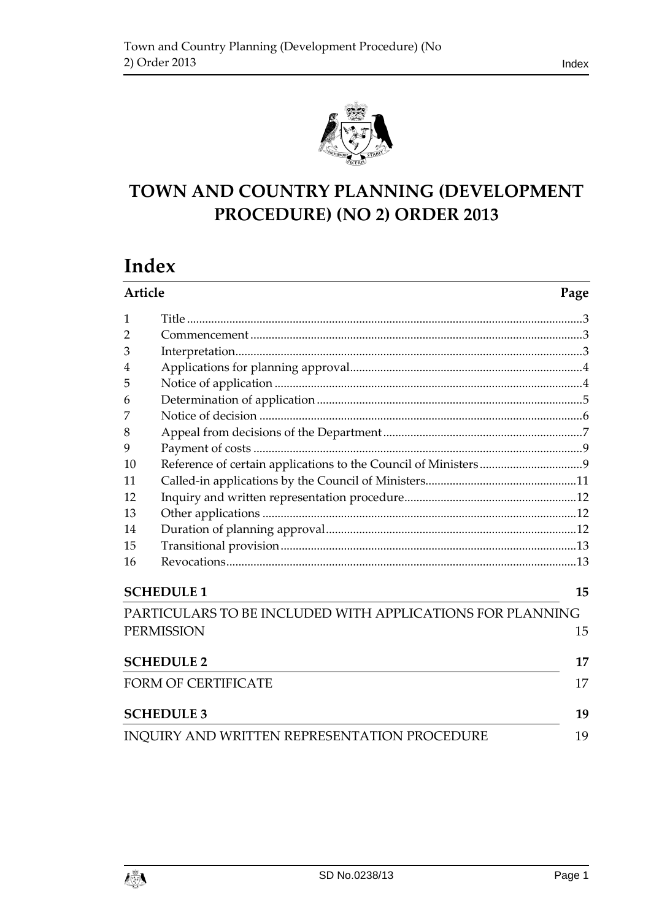# TOWN AND COUNTRY PLANNING (DEVELOPMENT PROCEDURE) (NO 2) ORDER 2013

## Index

| Article | | Page |
|---|---|---|
| 1 | Title | 3 |
| 2 | Commencement | 3 |
| 3 | Interpretation | 3 |
| 4 | Applications for planning approval | 4 |
| 5 | Notice of application | 4 |
| 6 | Determination of application | 5 |
| 7 | Notice of decision | 6 |
| 8 | Appeal from decisions of the Department | 7 |
| 9 | Payment of costs | 9 |
| 10 | Reference of certain applications to the Council of Ministers | 9 |
| 11 | Called-in applications by the Council of Ministers | 11 |
| 12 | Inquiry and written representation procedure | 12 |
| 13 | Other applications | 12 |
| 14 | Duration of planning approval | 12 |
| 15 | Transitional provision | 13 |
| 16 | Revocations | 13 |

**SCHEDULE 1** — 15

PARTICULARS TO BE INCLUDED WITH APPLICATIONS FOR PLANNING PERMISSION — 15

**SCHEDULE 2** — 17

FORM OF CERTIFICATE — 17

**SCHEDULE 3** — 19

INQUIRY AND WRITTEN REPRESENTATION PROCEDURE — 19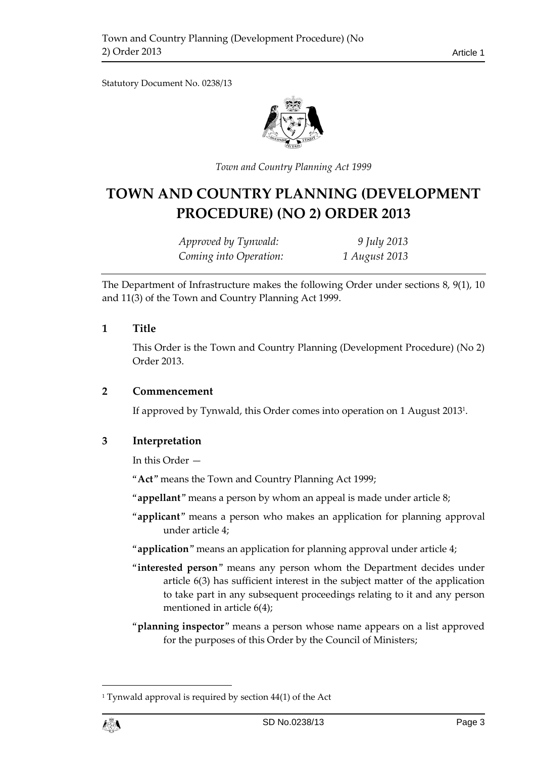Statutory Document No. 0238/13

*Town and Country Planning Act 1999*

# TOWN AND COUNTRY PLANNING (DEVELOPMENT PROCEDURE) (NO 2) ORDER 2013

*Approved by Tynwald:* *9 July 2013*
*Coming into Operation:* *1 August 2013*

The Department of Infrastructure makes the following Order under sections 8, 9(1), 10 and 11(3) of the Town and Country Planning Act 1999.

## 1 Title

This Order is the Town and Country Planning (Development Procedure) (No 2) Order 2013.

## 2 Commencement

If approved by Tynwald, this Order comes into operation on 1 August 2013[1].

## 3 Interpretation

In this Order —

"**Act**" means the Town and Country Planning Act 1999;

"**appellant**" means a person by whom an appeal is made under article 8;

"**applicant**" means a person who makes an application for planning approval under article 4;

"**application**" means an application for planning approval under article 4;

"**interested person**" means any person whom the Department decides under article 6(3) has sufficient interest in the subject matter of the application to take part in any subsequent proceedings relating to it and any person mentioned in article 6(4);

"**planning inspector**" means a person whose name appears on a list approved for the purposes of this Order by the Council of Ministers;

[1] Tynwald approval is required by section 44(1) of the Act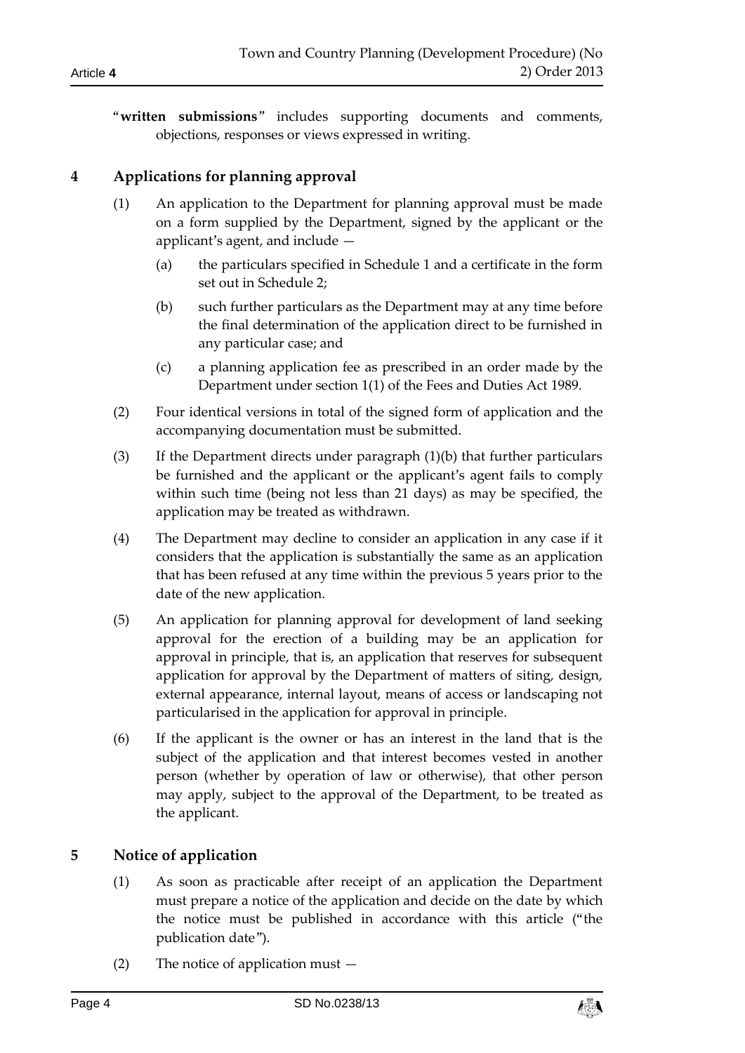"**written submissions**" includes supporting documents and comments, objections, responses or views expressed in writing.

## 4 Applications for planning approval

(1) An application to the Department for planning approval must be made on a form supplied by the Department, signed by the applicant or the applicant's agent, and include —

(a) the particulars specified in Schedule 1 and a certificate in the form set out in Schedule 2;

(b) such further particulars as the Department may at any time before the final determination of the application direct to be furnished in any particular case; and

(c) a planning application fee as prescribed in an order made by the Department under section 1(1) of the Fees and Duties Act 1989.

(2) Four identical versions in total of the signed form of application and the accompanying documentation must be submitted.

(3) If the Department directs under paragraph (1)(b) that further particulars be furnished and the applicant or the applicant's agent fails to comply within such time (being not less than 21 days) as may be specified, the application may be treated as withdrawn.

(4) The Department may decline to consider an application in any case if it considers that the application is substantially the same as an application that has been refused at any time within the previous 5 years prior to the date of the new application.

(5) An application for planning approval for development of land seeking approval for the erection of a building may be an application for approval in principle, that is, an application that reserves for subsequent application for approval by the Department of matters of siting, design, external appearance, internal layout, means of access or landscaping not particularised in the application for approval in principle.

(6) If the applicant is the owner or has an interest in the land that is the subject of the application and that interest becomes vested in another person (whether by operation of law or otherwise), that other person may apply, subject to the approval of the Department, to be treated as the applicant.

## 5 Notice of application

(1) As soon as practicable after receipt of an application the Department must prepare a notice of the application and decide on the date by which the notice must be published in accordance with this article ("the publication date").

(2) The notice of application must —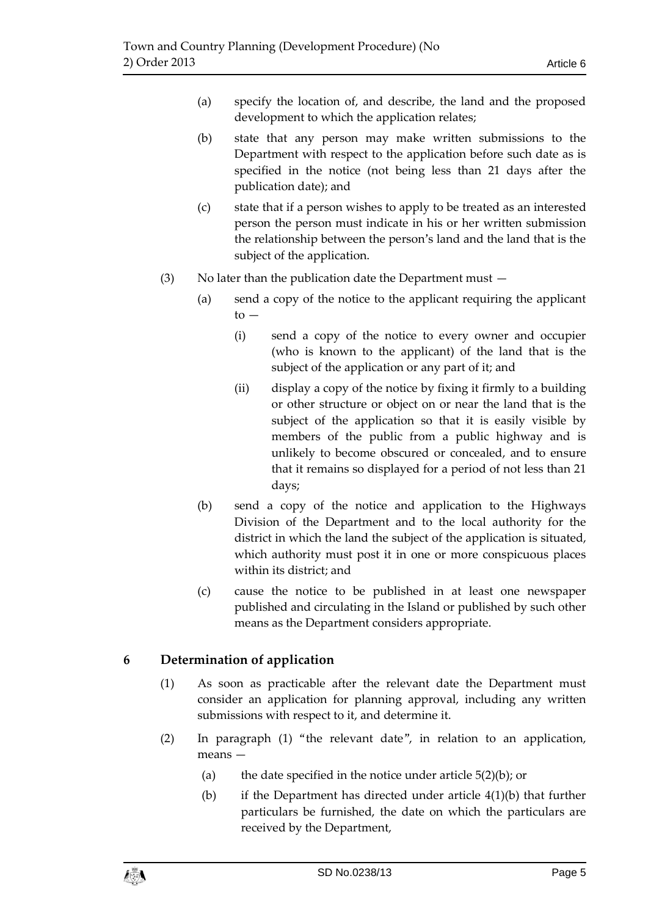(a) specify the location of, and describe, the land and the proposed development to which the application relates;

(b) state that any person may make written submissions to the Department with respect to the application before such date as is specified in the notice (not being less than 21 days after the publication date); and

(c) state that if a person wishes to apply to be treated as an interested person the person must indicate in his or her written submission the relationship between the person's land and the land that is the subject of the application.

(3) No later than the publication date the Department must —

(a) send a copy of the notice to the applicant requiring the applicant to —

(i) send a copy of the notice to every owner and occupier (who is known to the applicant) of the land that is the subject of the application or any part of it; and

(ii) display a copy of the notice by fixing it firmly to a building or other structure or object on or near the land that is the subject of the application so that it is easily visible by members of the public from a public highway and is unlikely to become obscured or concealed, and to ensure that it remains so displayed for a period of not less than 21 days;

(b) send a copy of the notice and application to the Highways Division of the Department and to the local authority for the district in which the land the subject of the application is situated, which authority must post it in one or more conspicuous places within its district; and

(c) cause the notice to be published in at least one newspaper published and circulating in the Island or published by such other means as the Department considers appropriate.

## 6 Determination of application

(1) As soon as practicable after the relevant date the Department must consider an application for planning approval, including any written submissions with respect to it, and determine it.

(2) In paragraph (1) "the relevant date", in relation to an application, means —

(a) the date specified in the notice under article 5(2)(b); or

(b) if the Department has directed under article 4(1)(b) that further particulars be furnished, the date on which the particulars are received by the Department,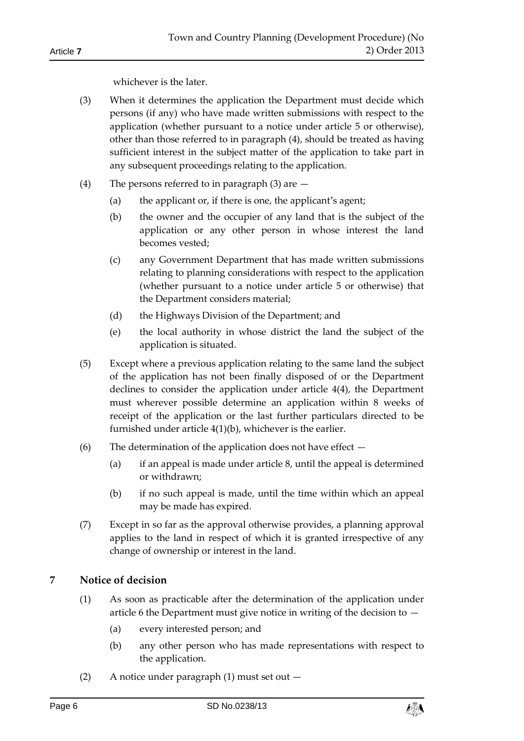whichever is the later.

(3) When it determines the application the Department must decide which persons (if any) who have made written submissions with respect to the application (whether pursuant to a notice under article 5 or otherwise), other than those referred to in paragraph (4), should be treated as having sufficient interest in the subject matter of the application to take part in any subsequent proceedings relating to the application.

(4) The persons referred to in paragraph (3) are —

(a) the applicant or, if there is one, the applicant's agent;

(b) the owner and the occupier of any land that is the subject of the application or any other person in whose interest the land becomes vested;

(c) any Government Department that has made written submissions relating to planning considerations with respect to the application (whether pursuant to a notice under article 5 or otherwise) that the Department considers material;

(d) the Highways Division of the Department; and

(e) the local authority in whose district the land the subject of the application is situated.

(5) Except where a previous application relating to the same land the subject of the application has not been finally disposed of or the Department declines to consider the application under article 4(4), the Department must wherever possible determine an application within 8 weeks of receipt of the application or the last further particulars directed to be furnished under article 4(1)(b), whichever is the earlier.

(6) The determination of the application does not have effect —

(a) if an appeal is made under article 8, until the appeal is determined or withdrawn;

(b) if no such appeal is made, until the time within which an appeal may be made has expired.

(7) Except in so far as the approval otherwise provides, a planning approval applies to the land in respect of which it is granted irrespective of any change of ownership or interest in the land.

## 7 Notice of decision

(1) As soon as practicable after the determination of the application under article 6 the Department must give notice in writing of the decision to —

(a) every interested person; and

(b) any other person who has made representations with respect to the application.

(2) A notice under paragraph (1) must set out —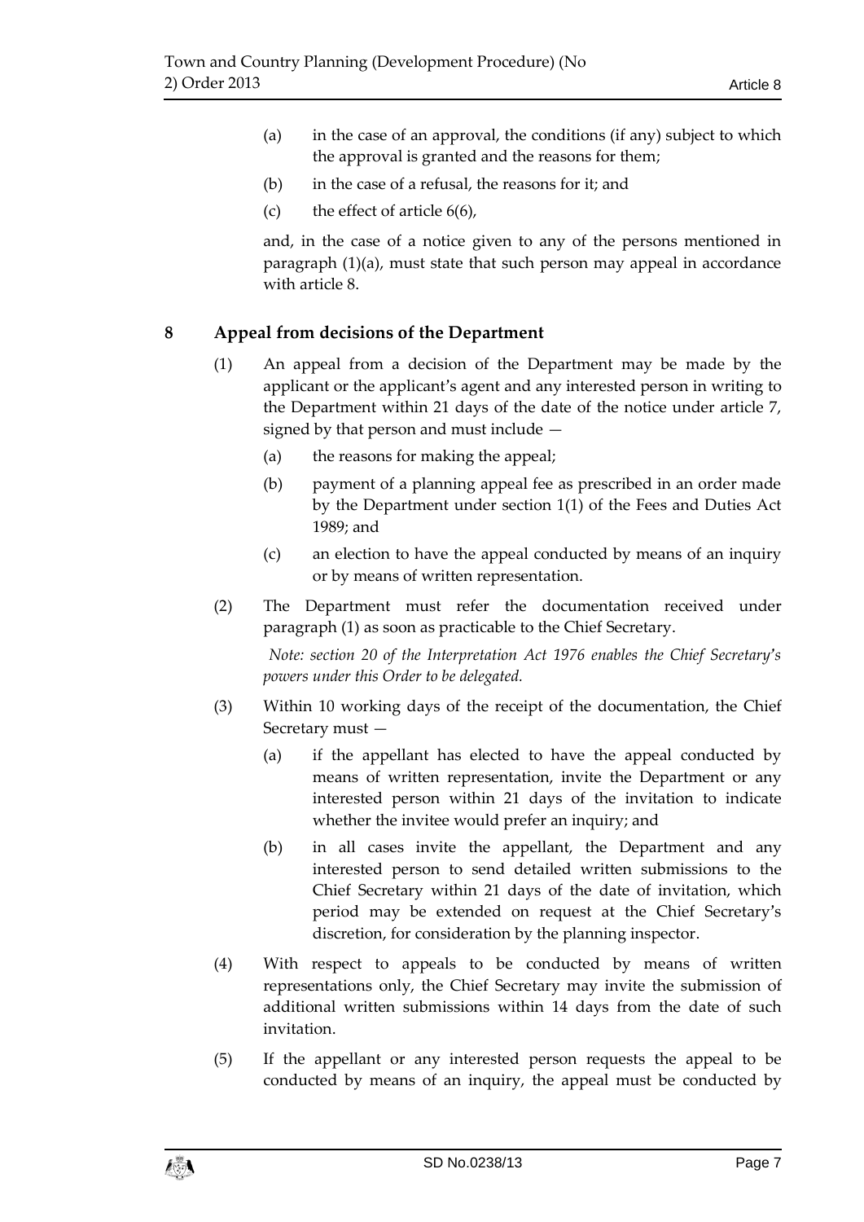(a) in the case of an approval, the conditions (if any) subject to which the approval is granted and the reasons for them;

(b) in the case of a refusal, the reasons for it; and

(c) the effect of article 6(6),

and, in the case of a notice given to any of the persons mentioned in paragraph (1)(a), must state that such person may appeal in accordance with article 8.

## 8 Appeal from decisions of the Department

(1) An appeal from a decision of the Department may be made by the applicant or the applicant's agent and any interested person in writing to the Department within 21 days of the date of the notice under article 7, signed by that person and must include —

(a) the reasons for making the appeal;

(b) payment of a planning appeal fee as prescribed in an order made by the Department under section 1(1) of the Fees and Duties Act 1989; and

(c) an election to have the appeal conducted by means of an inquiry or by means of written representation.

(2) The Department must refer the documentation received under paragraph (1) as soon as practicable to the Chief Secretary.

*Note: section 20 of the Interpretation Act 1976 enables the Chief Secretary's powers under this Order to be delegated.*

(3) Within 10 working days of the receipt of the documentation, the Chief Secretary must —

(a) if the appellant has elected to have the appeal conducted by means of written representation, invite the Department or any interested person within 21 days of the invitation to indicate whether the invitee would prefer an inquiry; and

(b) in all cases invite the appellant, the Department and any interested person to send detailed written submissions to the Chief Secretary within 21 days of the date of invitation, which period may be extended on request at the Chief Secretary's discretion, for consideration by the planning inspector.

(4) With respect to appeals to be conducted by means of written representations only, the Chief Secretary may invite the submission of additional written submissions within 14 days from the date of such invitation.

(5) If the appellant or any interested person requests the appeal to be conducted by means of an inquiry, the appeal must be conducted by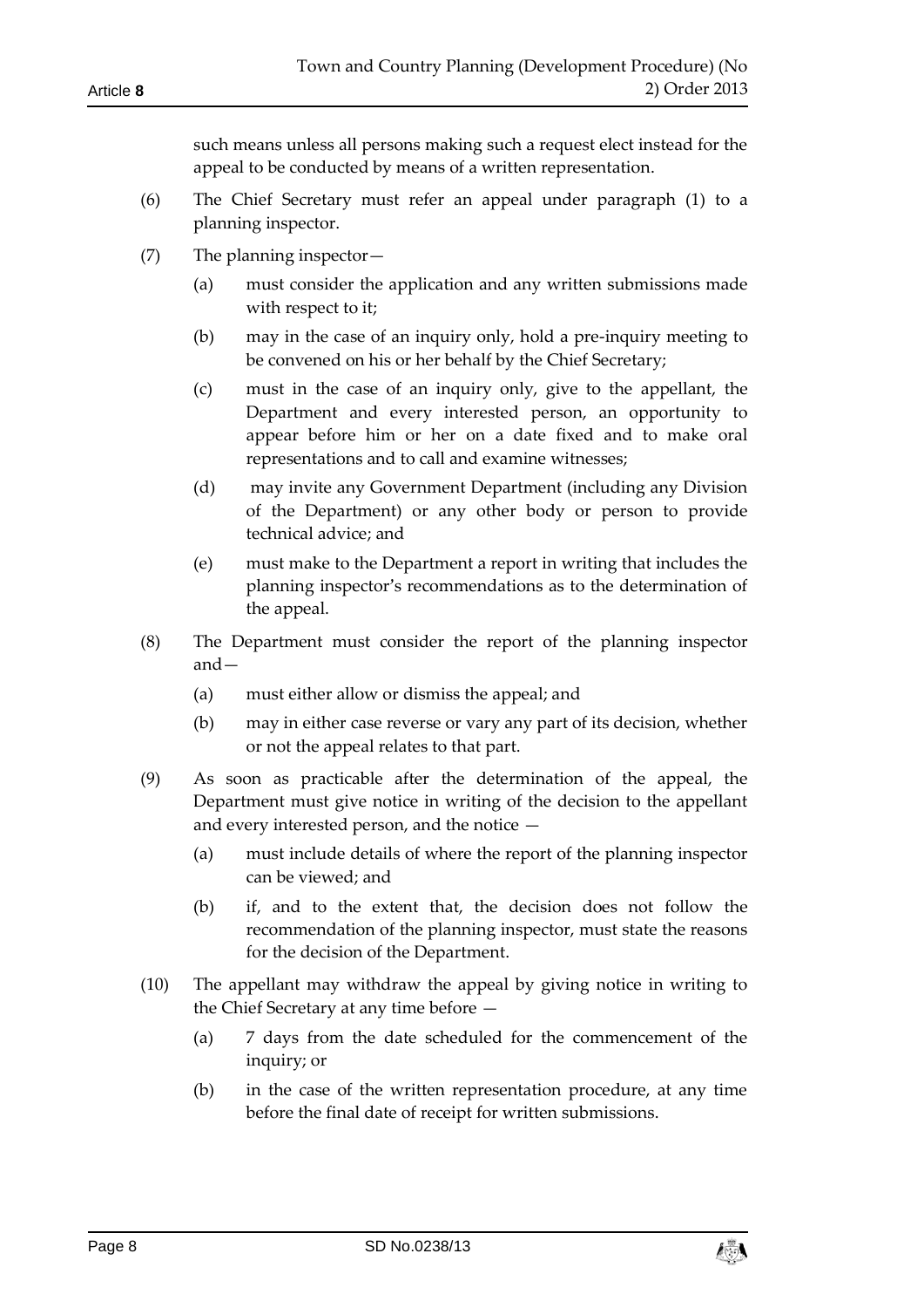such means unless all persons making such a request elect instead for the appeal to be conducted by means of a written representation.

(6) The Chief Secretary must refer an appeal under paragraph (1) to a planning inspector.

(7) The planning inspector—

(a) must consider the application and any written submissions made with respect to it;

(b) may in the case of an inquiry only, hold a pre-inquiry meeting to be convened on his or her behalf by the Chief Secretary;

(c) must in the case of an inquiry only, give to the appellant, the Department and every interested person, an opportunity to appear before him or her on a date fixed and to make oral representations and to call and examine witnesses;

(d) may invite any Government Department (including any Division of the Department) or any other body or person to provide technical advice; and

(e) must make to the Department a report in writing that includes the planning inspector's recommendations as to the determination of the appeal.

(8) The Department must consider the report of the planning inspector and—

(a) must either allow or dismiss the appeal; and

(b) may in either case reverse or vary any part of its decision, whether or not the appeal relates to that part.

(9) As soon as practicable after the determination of the appeal, the Department must give notice in writing of the decision to the appellant and every interested person, and the notice —

(a) must include details of where the report of the planning inspector can be viewed; and

(b) if, and to the extent that, the decision does not follow the recommendation of the planning inspector, must state the reasons for the decision of the Department.

(10) The appellant may withdraw the appeal by giving notice in writing to the Chief Secretary at any time before —

(a) 7 days from the date scheduled for the commencement of the inquiry; or

(b) in the case of the written representation procedure, at any time before the final date of receipt for written submissions.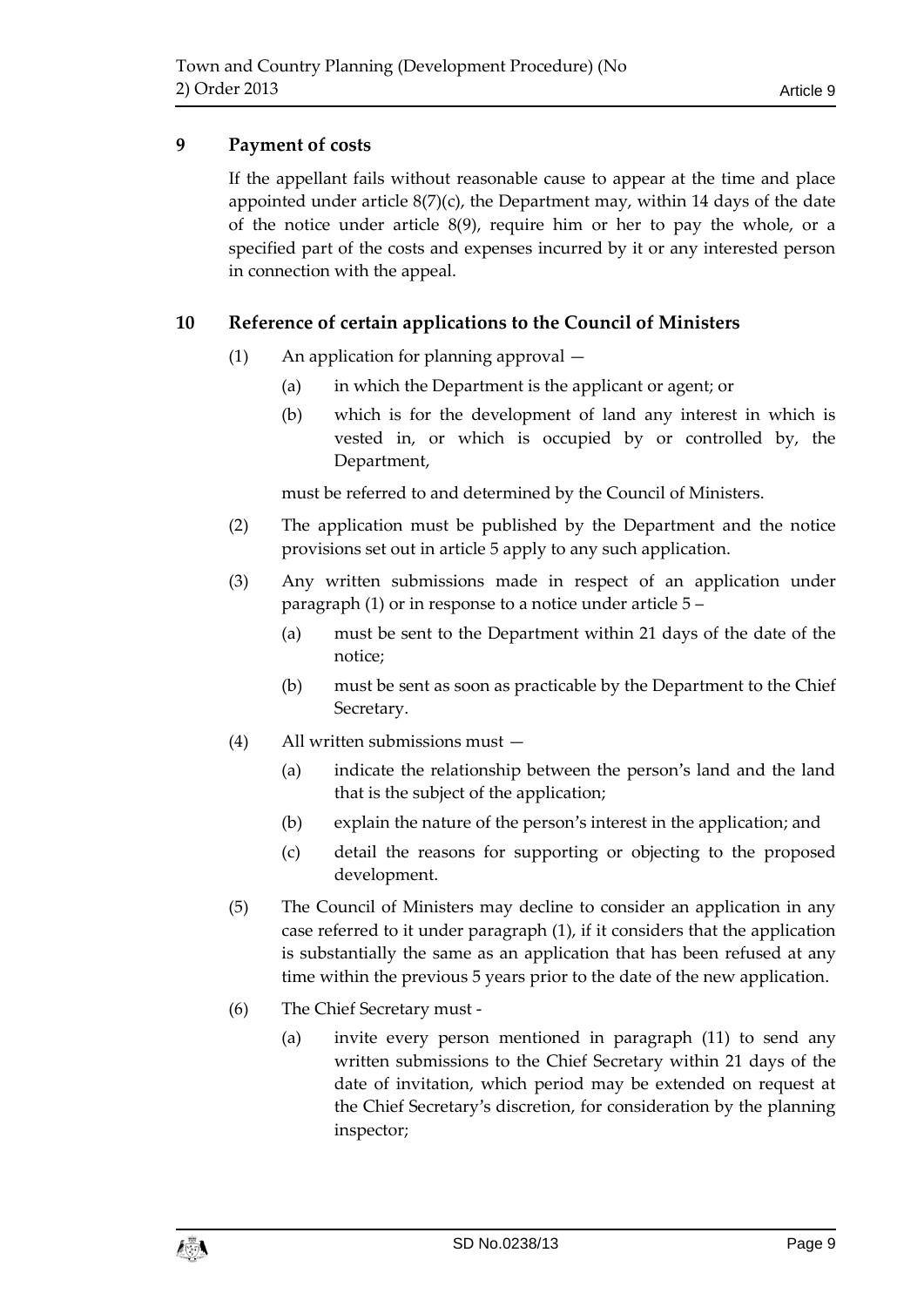## 9 Payment of costs

If the appellant fails without reasonable cause to appear at the time and place appointed under article 8(7)(c), the Department may, within 14 days of the date of the notice under article 8(9), require him or her to pay the whole, or a specified part of the costs and expenses incurred by it or any interested person in connection with the appeal.

## 10 Reference of certain applications to the Council of Ministers

(1) An application for planning approval —

(a) in which the Department is the applicant or agent; or

(b) which is for the development of land any interest in which is vested in, or which is occupied by or controlled by, the Department,

must be referred to and determined by the Council of Ministers.

(2) The application must be published by the Department and the notice provisions set out in article 5 apply to any such application.

(3) Any written submissions made in respect of an application under paragraph (1) or in response to a notice under article 5 –

(a) must be sent to the Department within 21 days of the date of the notice;

(b) must be sent as soon as practicable by the Department to the Chief Secretary.

(4) All written submissions must —

(a) indicate the relationship between the person's land and the land that is the subject of the application;

(b) explain the nature of the person's interest in the application; and

(c) detail the reasons for supporting or objecting to the proposed development.

(5) The Council of Ministers may decline to consider an application in any case referred to it under paragraph (1), if it considers that the application is substantially the same as an application that has been refused at any time within the previous 5 years prior to the date of the new application.

(6) The Chief Secretary must -

(a) invite every person mentioned in paragraph (11) to send any written submissions to the Chief Secretary within 21 days of the date of invitation, which period may be extended on request at the Chief Secretary's discretion, for consideration by the planning inspector;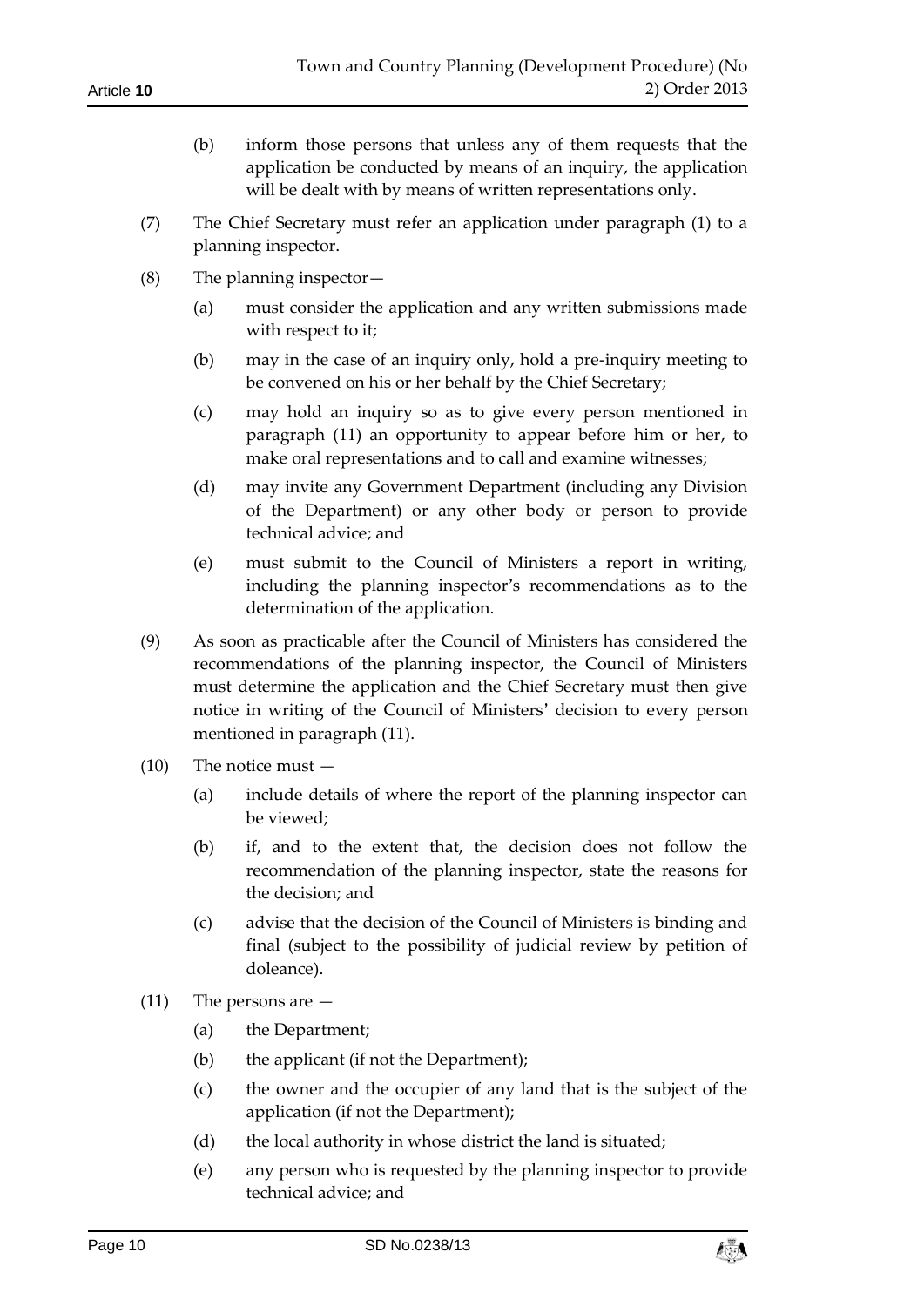(b) inform those persons that unless any of them requests that the application be conducted by means of an inquiry, the application will be dealt with by means of written representations only.

(7) The Chief Secretary must refer an application under paragraph (1) to a planning inspector.

(8) The planning inspector—

(a) must consider the application and any written submissions made with respect to it;

(b) may in the case of an inquiry only, hold a pre-inquiry meeting to be convened on his or her behalf by the Chief Secretary;

(c) may hold an inquiry so as to give every person mentioned in paragraph (11) an opportunity to appear before him or her, to make oral representations and to call and examine witnesses;

(d) may invite any Government Department (including any Division of the Department) or any other body or person to provide technical advice; and

(e) must submit to the Council of Ministers a report in writing, including the planning inspector's recommendations as to the determination of the application.

(9) As soon as practicable after the Council of Ministers has considered the recommendations of the planning inspector, the Council of Ministers must determine the application and the Chief Secretary must then give notice in writing of the Council of Ministers' decision to every person mentioned in paragraph (11).

(10) The notice must —

(a) include details of where the report of the planning inspector can be viewed;

(b) if, and to the extent that, the decision does not follow the recommendation of the planning inspector, state the reasons for the decision; and

(c) advise that the decision of the Council of Ministers is binding and final (subject to the possibility of judicial review by petition of doleance).

(11) The persons are —

(a) the Department;

(b) the applicant (if not the Department);

(c) the owner and the occupier of any land that is the subject of the application (if not the Department);

(d) the local authority in whose district the land is situated;

(e) any person who is requested by the planning inspector to provide technical advice; and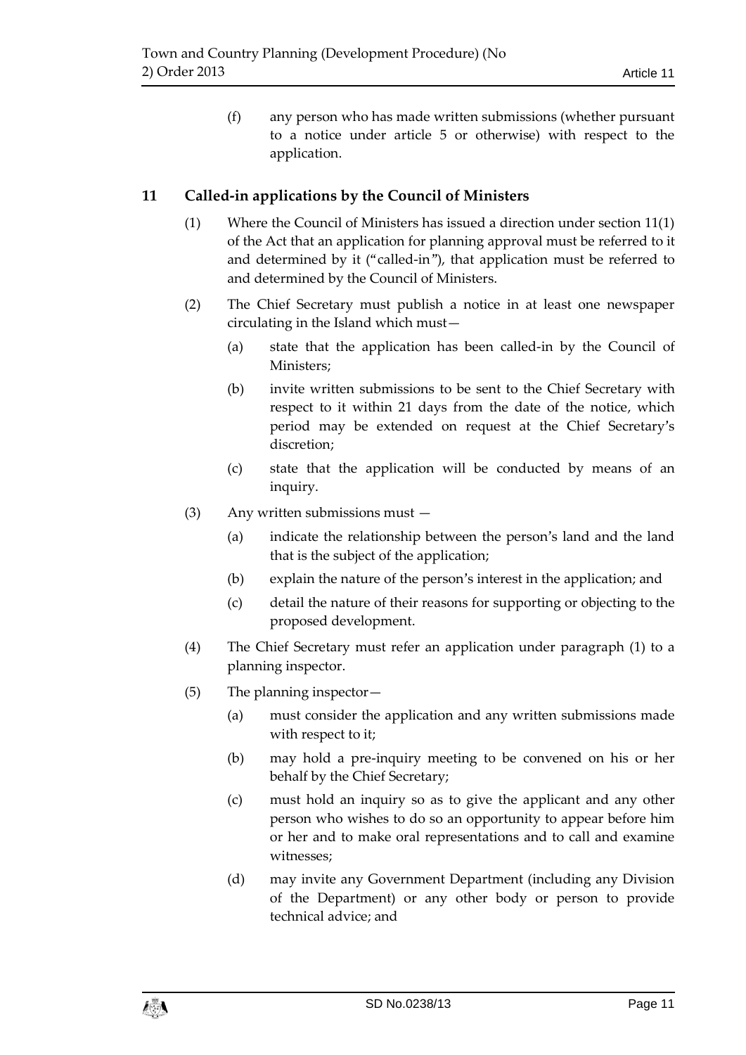(f) any person who has made written submissions (whether pursuant to a notice under article 5 or otherwise) with respect to the application.

## 11 Called-in applications by the Council of Ministers

(1) Where the Council of Ministers has issued a direction under section 11(1) of the Act that an application for planning approval must be referred to it and determined by it ("called-in"), that application must be referred to and determined by the Council of Ministers.

(2) The Chief Secretary must publish a notice in at least one newspaper circulating in the Island which must—

(a) state that the application has been called-in by the Council of Ministers;

(b) invite written submissions to be sent to the Chief Secretary with respect to it within 21 days from the date of the notice, which period may be extended on request at the Chief Secretary's discretion;

(c) state that the application will be conducted by means of an inquiry.

(3) Any written submissions must —

(a) indicate the relationship between the person's land and the land that is the subject of the application;

(b) explain the nature of the person's interest in the application; and

(c) detail the nature of their reasons for supporting or objecting to the proposed development.

(4) The Chief Secretary must refer an application under paragraph (1) to a planning inspector.

(5) The planning inspector—

(a) must consider the application and any written submissions made with respect to it;

(b) may hold a pre-inquiry meeting to be convened on his or her behalf by the Chief Secretary;

(c) must hold an inquiry so as to give the applicant and any other person who wishes to do so an opportunity to appear before him or her and to make oral representations and to call and examine witnesses;

(d) may invite any Government Department (including any Division of the Department) or any other body or person to provide technical advice; and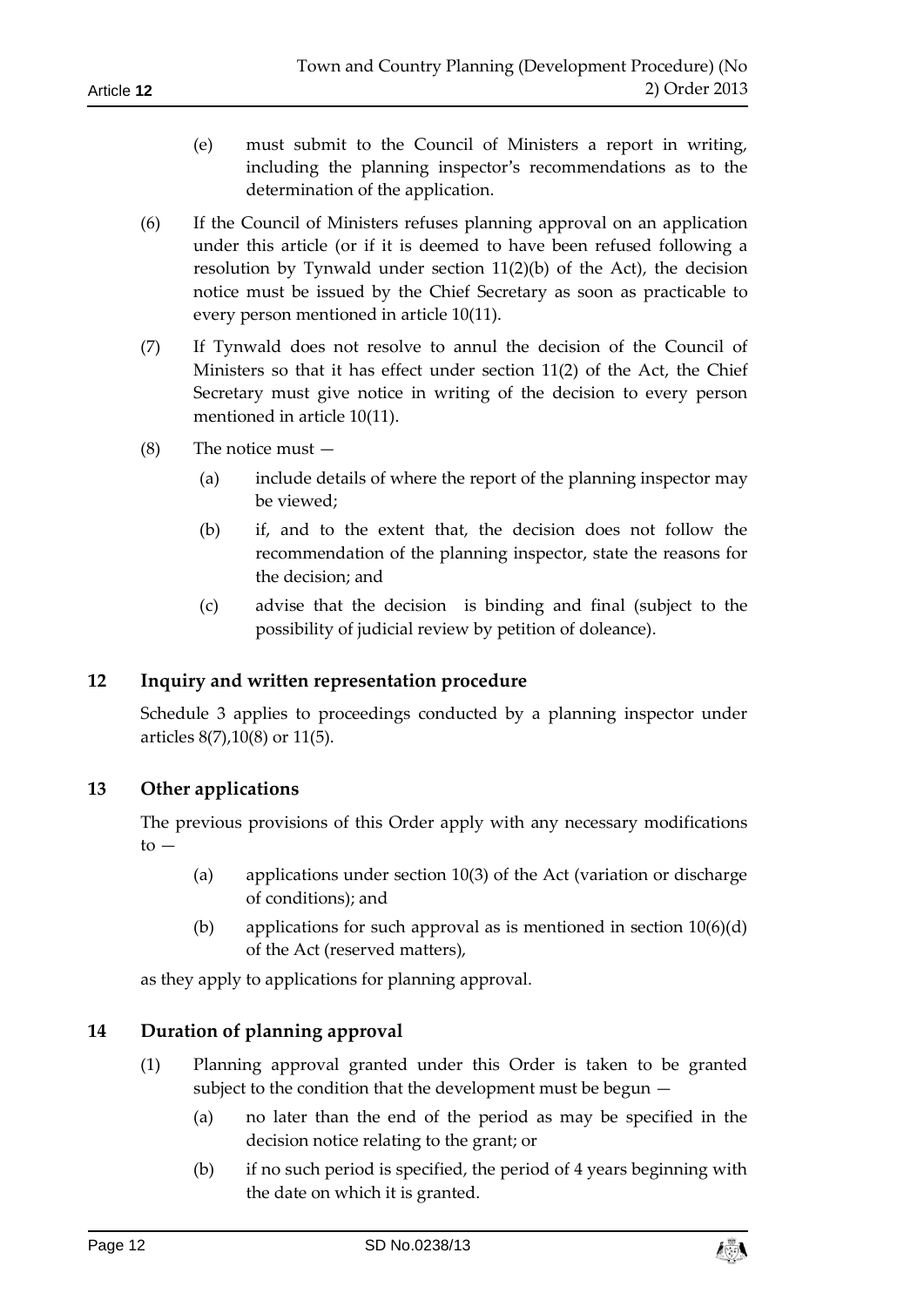(e) must submit to the Council of Ministers a report in writing, including the planning inspector's recommendations as to the determination of the application.

(6) If the Council of Ministers refuses planning approval on an application under this article (or if it is deemed to have been refused following a resolution by Tynwald under section 11(2)(b) of the Act), the decision notice must be issued by the Chief Secretary as soon as practicable to every person mentioned in article 10(11).

(7) If Tynwald does not resolve to annul the decision of the Council of Ministers so that it has effect under section 11(2) of the Act, the Chief Secretary must give notice in writing of the decision to every person mentioned in article 10(11).

(8) The notice must —

(a) include details of where the report of the planning inspector may be viewed;

(b) if, and to the extent that, the decision does not follow the recommendation of the planning inspector, state the reasons for the decision; and

(c) advise that the decision is binding and final (subject to the possibility of judicial review by petition of doleance).

## 12 Inquiry and written representation procedure

Schedule 3 applies to proceedings conducted by a planning inspector under articles 8(7),10(8) or 11(5).

## 13 Other applications

The previous provisions of this Order apply with any necessary modifications to —

(a) applications under section 10(3) of the Act (variation or discharge of conditions); and

(b) applications for such approval as is mentioned in section 10(6)(d) of the Act (reserved matters),

as they apply to applications for planning approval.

## 14 Duration of planning approval

(1) Planning approval granted under this Order is taken to be granted subject to the condition that the development must be begun —

(a) no later than the end of the period as may be specified in the decision notice relating to the grant; or

(b) if no such period is specified, the period of 4 years beginning with the date on which it is granted.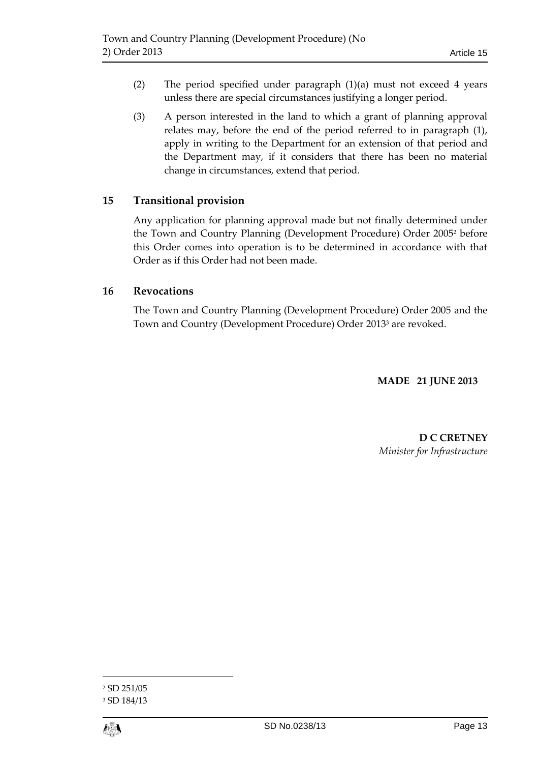(2) The period specified under paragraph (1)(a) must not exceed 4 years unless there are special circumstances justifying a longer period.

(3) A person interested in the land to which a grant of planning approval relates may, before the end of the period referred to in paragraph (1), apply in writing to the Department for an extension of that period and the Department may, if it considers that there has been no material change in circumstances, extend that period.

## 15 Transitional provision

Any application for planning approval made but not finally determined under the Town and Country Planning (Development Procedure) Order 2005[2] before this Order comes into operation is to be determined in accordance with that Order as if this Order had not been made.

## 16 Revocations

The Town and Country Planning (Development Procedure) Order 2005 and the Town and Country (Development Procedure) Order 2013[3] are revoked.

**MADE 21 JUNE 2013**

**D C CRETNEY**
*Minister for Infrastructure*

---

[2] SD 251/05
[3] SD 184/13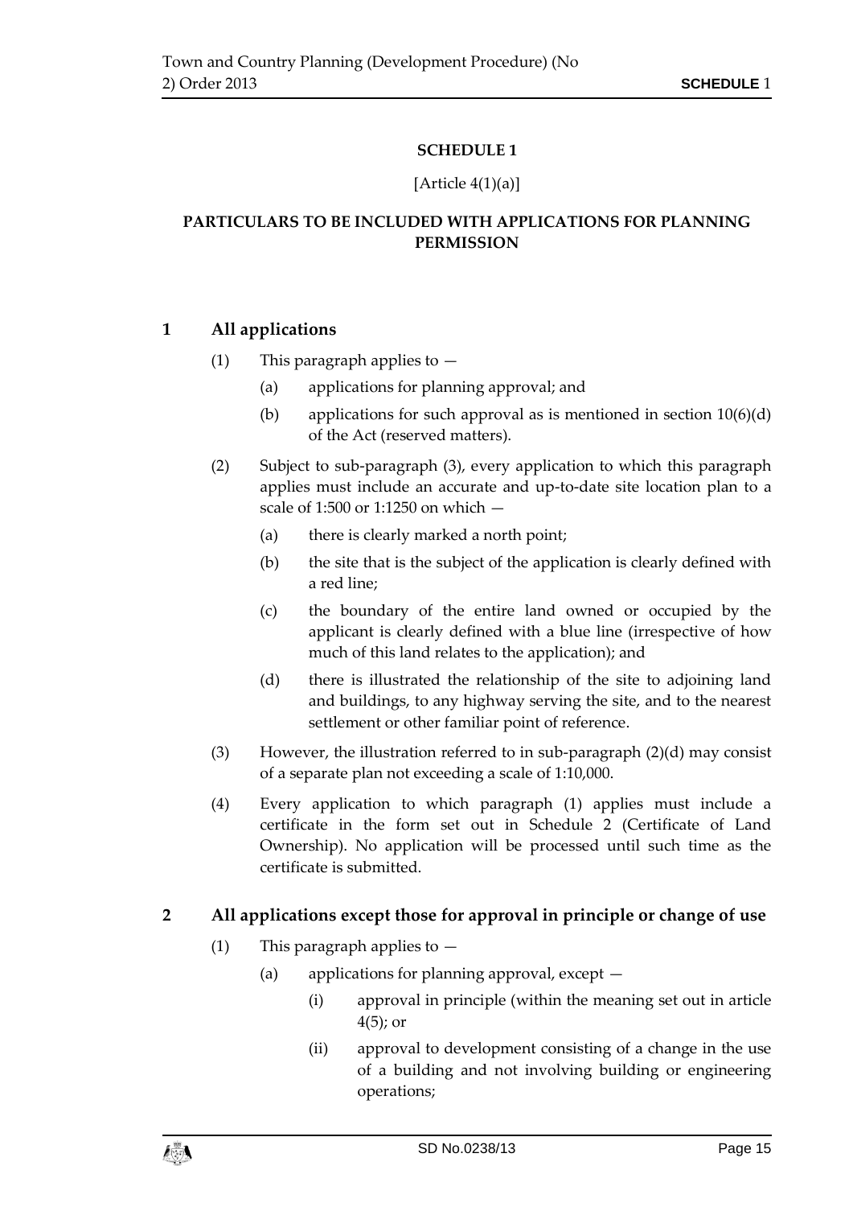# SCHEDULE 1

[Article 4(1)(a)]

## PARTICULARS TO BE INCLUDED WITH APPLICATIONS FOR PLANNING PERMISSION

### 1 All applications

(1) This paragraph applies to —

(a) applications for planning approval; and

(b) applications for such approval as is mentioned in section 10(6)(d) of the Act (reserved matters).

(2) Subject to sub-paragraph (3), every application to which this paragraph applies must include an accurate and up-to-date site location plan to a scale of 1:500 or 1:1250 on which —

(a) there is clearly marked a north point;

(b) the site that is the subject of the application is clearly defined with a red line;

(c) the boundary of the entire land owned or occupied by the applicant is clearly defined with a blue line (irrespective of how much of this land relates to the application); and

(d) there is illustrated the relationship of the site to adjoining land and buildings, to any highway serving the site, and to the nearest settlement or other familiar point of reference.

(3) However, the illustration referred to in sub-paragraph (2)(d) may consist of a separate plan not exceeding a scale of 1:10,000.

(4) Every application to which paragraph (1) applies must include a certificate in the form set out in Schedule 2 (Certificate of Land Ownership). No application will be processed until such time as the certificate is submitted.

### 2 All applications except those for approval in principle or change of use

(1) This paragraph applies to —

(a) applications for planning approval, except —

(i) approval in principle (within the meaning set out in article 4(5); or

(ii) approval to development consisting of a change in the use of a building and not involving building or engineering operations;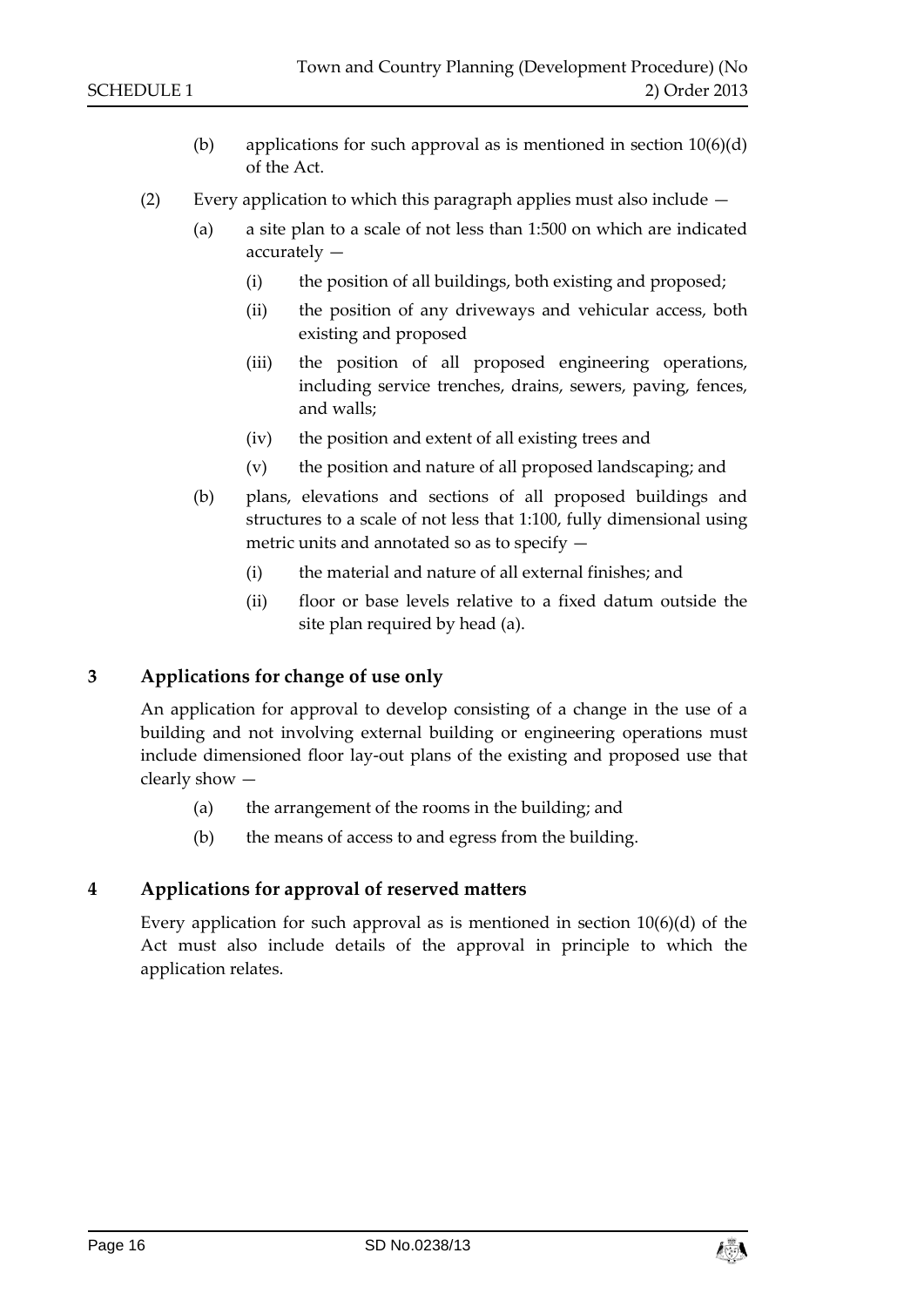(b) applications for such approval as is mentioned in section 10(6)(d) of the Act.

(2) Every application to which this paragraph applies must also include —

(a) a site plan to a scale of not less than 1:500 on which are indicated accurately —

(i) the position of all buildings, both existing and proposed;

(ii) the position of any driveways and vehicular access, both existing and proposed

(iii) the position of all proposed engineering operations, including service trenches, drains, sewers, paving, fences, and walls;

(iv) the position and extent of all existing trees and

(v) the position and nature of all proposed landscaping; and

(b) plans, elevations and sections of all proposed buildings and structures to a scale of not less that 1:100, fully dimensional using metric units and annotated so as to specify —

(i) the material and nature of all external finishes; and

(ii) floor or base levels relative to a fixed datum outside the site plan required by head (a).

## 3 Applications for change of use only

An application for approval to develop consisting of a change in the use of a building and not involving external building or engineering operations must include dimensioned floor lay-out plans of the existing and proposed use that clearly show —

(a) the arrangement of the rooms in the building; and

(b) the means of access to and egress from the building.

## 4 Applications for approval of reserved matters

Every application for such approval as is mentioned in section 10(6)(d) of the Act must also include details of the approval in principle to which the application relates.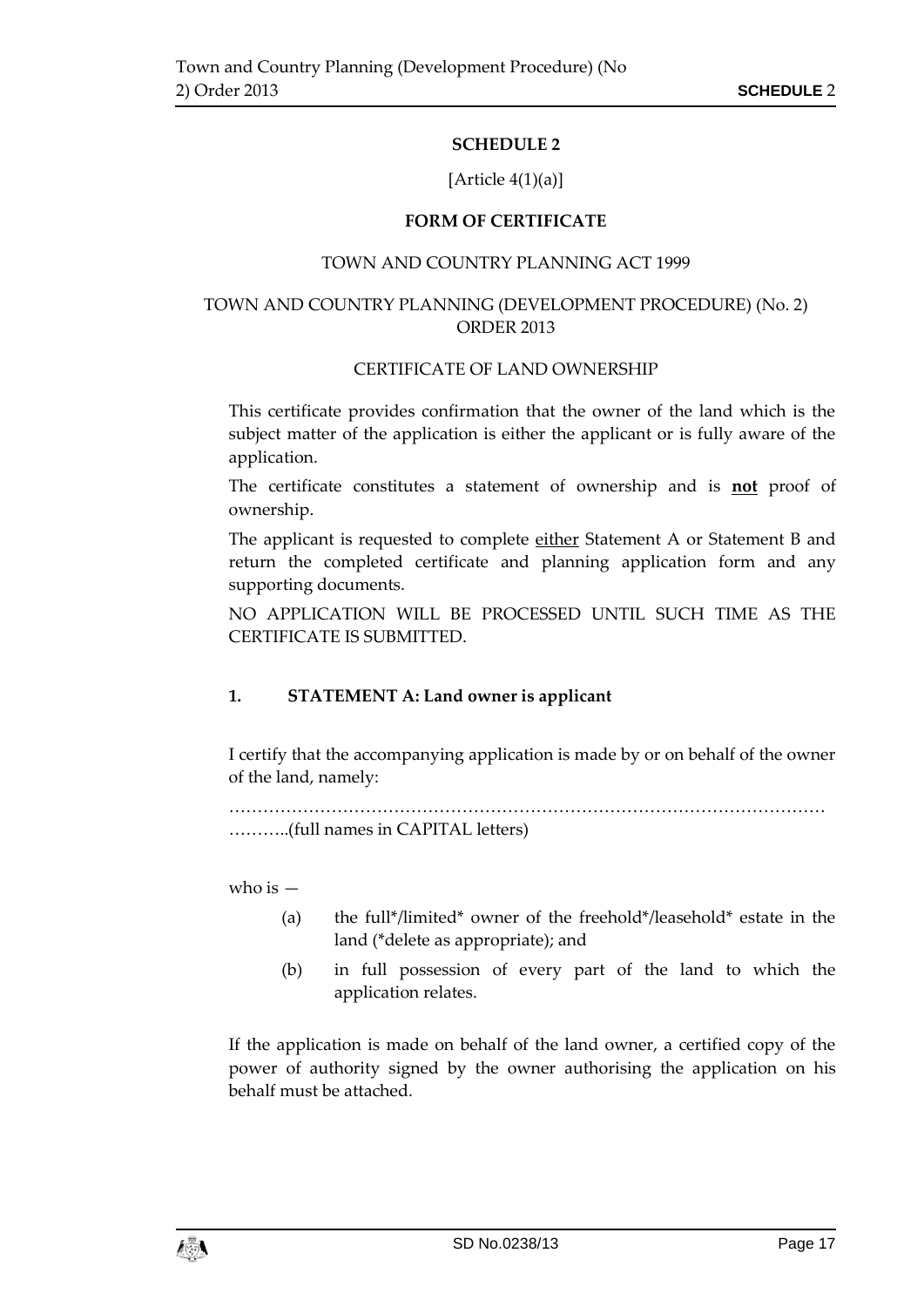## SCHEDULE 2

[Article 4(1)(a)]

### FORM OF CERTIFICATE

TOWN AND COUNTRY PLANNING ACT 1999

TOWN AND COUNTRY PLANNING (DEVELOPMENT PROCEDURE) (No. 2) ORDER 2013

CERTIFICATE OF LAND OWNERSHIP

This certificate provides confirmation that the owner of the land which is the subject matter of the application is either the applicant or is fully aware of the application.

The certificate constitutes a statement of ownership and is **not** proof of ownership.

The applicant is requested to complete either Statement A or Statement B and return the completed certificate and planning application form and any supporting documents.

NO APPLICATION WILL BE PROCESSED UNTIL SUCH TIME AS THE CERTIFICATE IS SUBMITTED.

**1. STATEMENT A: Land owner is applicant**

I certify that the accompanying application is made by or on behalf of the owner of the land, namely:

……………………………………………………………………………………………
………..(full names in CAPITAL letters)

who is —

(a) the full*/limited* owner of the freehold*/leasehold* estate in the land (*delete as appropriate); and

(b) in full possession of every part of the land to which the application relates.

If the application is made on behalf of the land owner, a certified copy of the power of authority signed by the owner authorising the application on his behalf must be attached.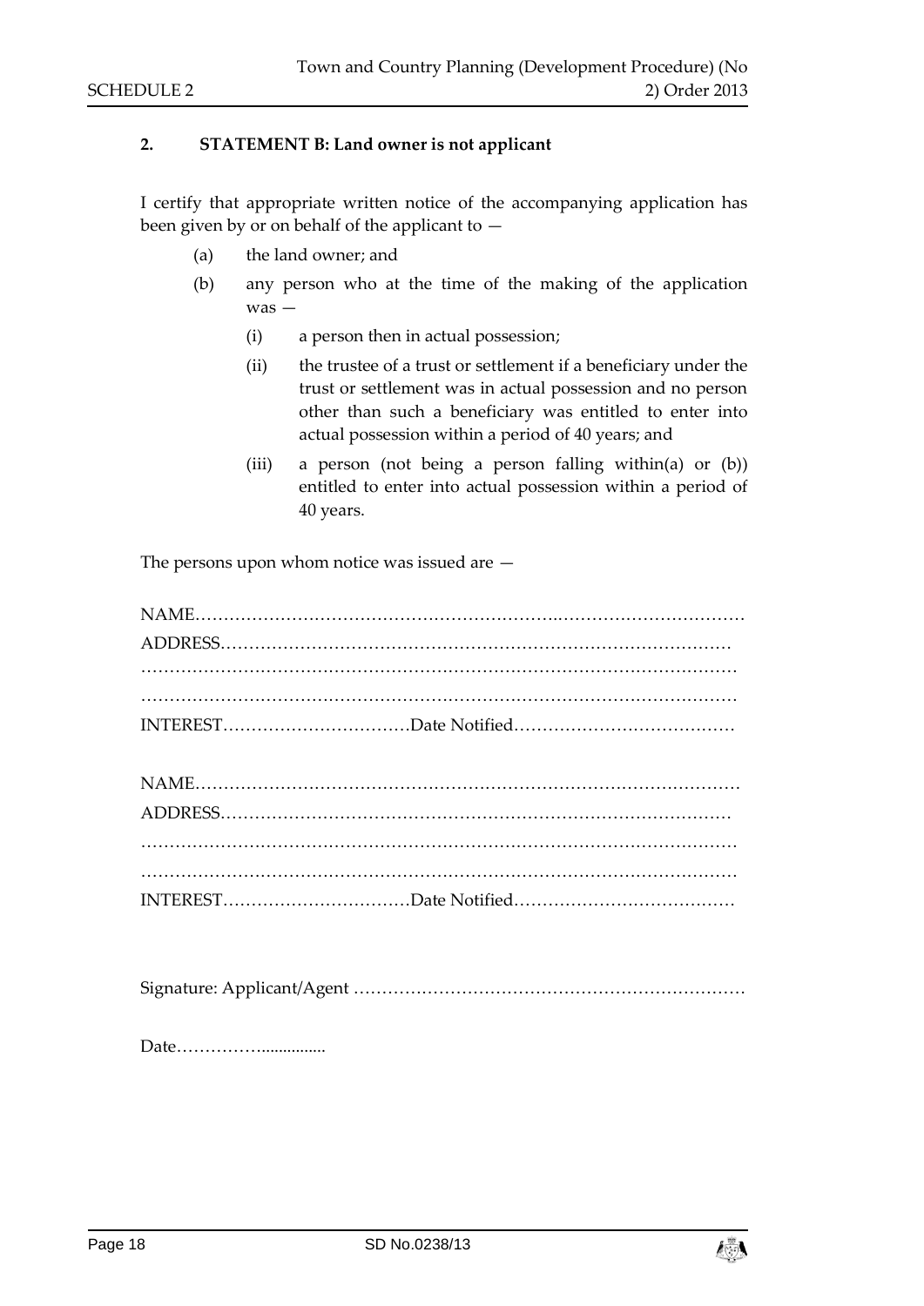## 2. STATEMENT B: Land owner is not applicant

I certify that appropriate written notice of the accompanying application has been given by or on behalf of the applicant to —

(a) the land owner; and

(b) any person who at the time of the making of the application was —

(i) a person then in actual possession;

(ii) the trustee of a trust or settlement if a beneficiary under the trust or settlement was in actual possession and no person other than such a beneficiary was entitled to enter into actual possession within a period of 40 years; and

(iii) a person (not being a person falling within(a) or (b)) entitled to enter into actual possession within a period of 40 years.

The persons upon whom notice was issued are —

NAME…………………………………………………………………………………………
ADDRESS……………………………………………………………………………………
……………………………………………………………………………………………………
……………………………………………………………………………………………………
INTEREST……………………………Date Notified…………………………………

NAME…………………………………………………………………………………………
ADDRESS……………………………………………………………………………………
……………………………………………………………………………………………………
……………………………………………………………………………………………………
INTEREST……………………………Date Notified…………………………………

Signature: Applicant/Agent ……………………………………………………………

Date……………...............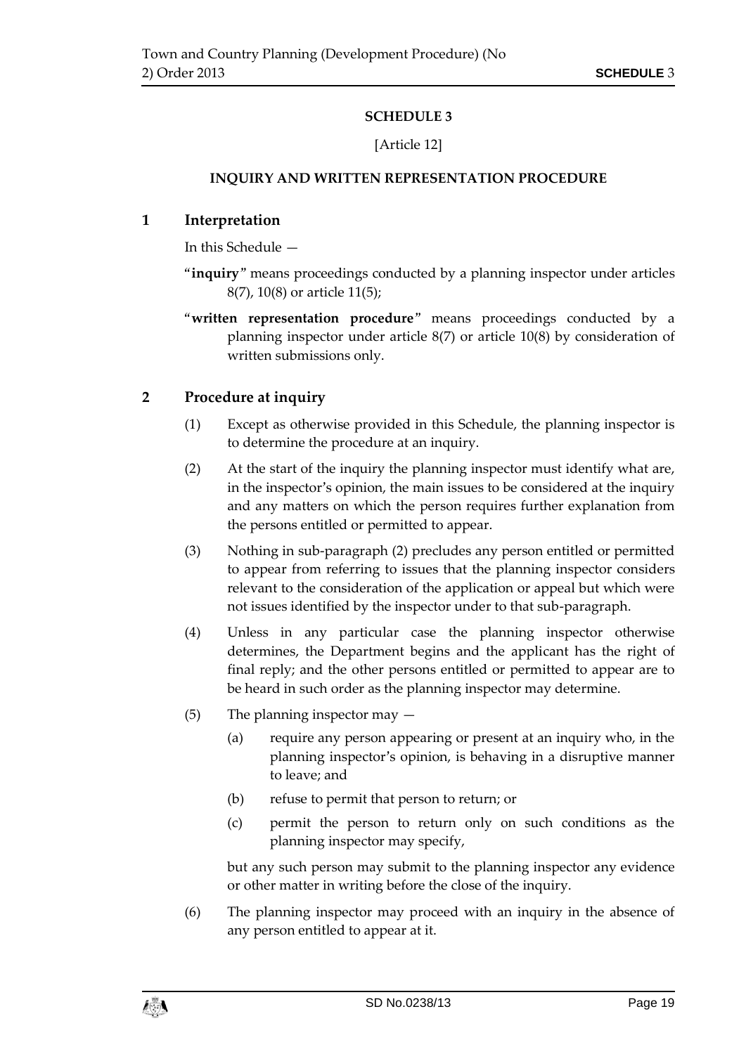## SCHEDULE 3

[Article 12]

### INQUIRY AND WRITTEN REPRESENTATION PROCEDURE

### 1 Interpretation

In this Schedule —

"**inquiry**" means proceedings conducted by a planning inspector under articles 8(7), 10(8) or article 11(5);

"**written representation procedure**" means proceedings conducted by a planning inspector under article 8(7) or article 10(8) by consideration of written submissions only.

### 2 Procedure at inquiry

(1) Except as otherwise provided in this Schedule, the planning inspector is to determine the procedure at an inquiry.

(2) At the start of the inquiry the planning inspector must identify what are, in the inspector's opinion, the main issues to be considered at the inquiry and any matters on which the person requires further explanation from the persons entitled or permitted to appear.

(3) Nothing in sub-paragraph (2) precludes any person entitled or permitted to appear from referring to issues that the planning inspector considers relevant to the consideration of the application or appeal but which were not issues identified by the inspector under to that sub-paragraph.

(4) Unless in any particular case the planning inspector otherwise determines, the Department begins and the applicant has the right of final reply; and the other persons entitled or permitted to appear are to be heard in such order as the planning inspector may determine.

(5) The planning inspector may —

(a) require any person appearing or present at an inquiry who, in the planning inspector's opinion, is behaving in a disruptive manner to leave; and

(b) refuse to permit that person to return; or

(c) permit the person to return only on such conditions as the planning inspector may specify,

but any such person may submit to the planning inspector any evidence or other matter in writing before the close of the inquiry.

(6) The planning inspector may proceed with an inquiry in the absence of any person entitled to appear at it.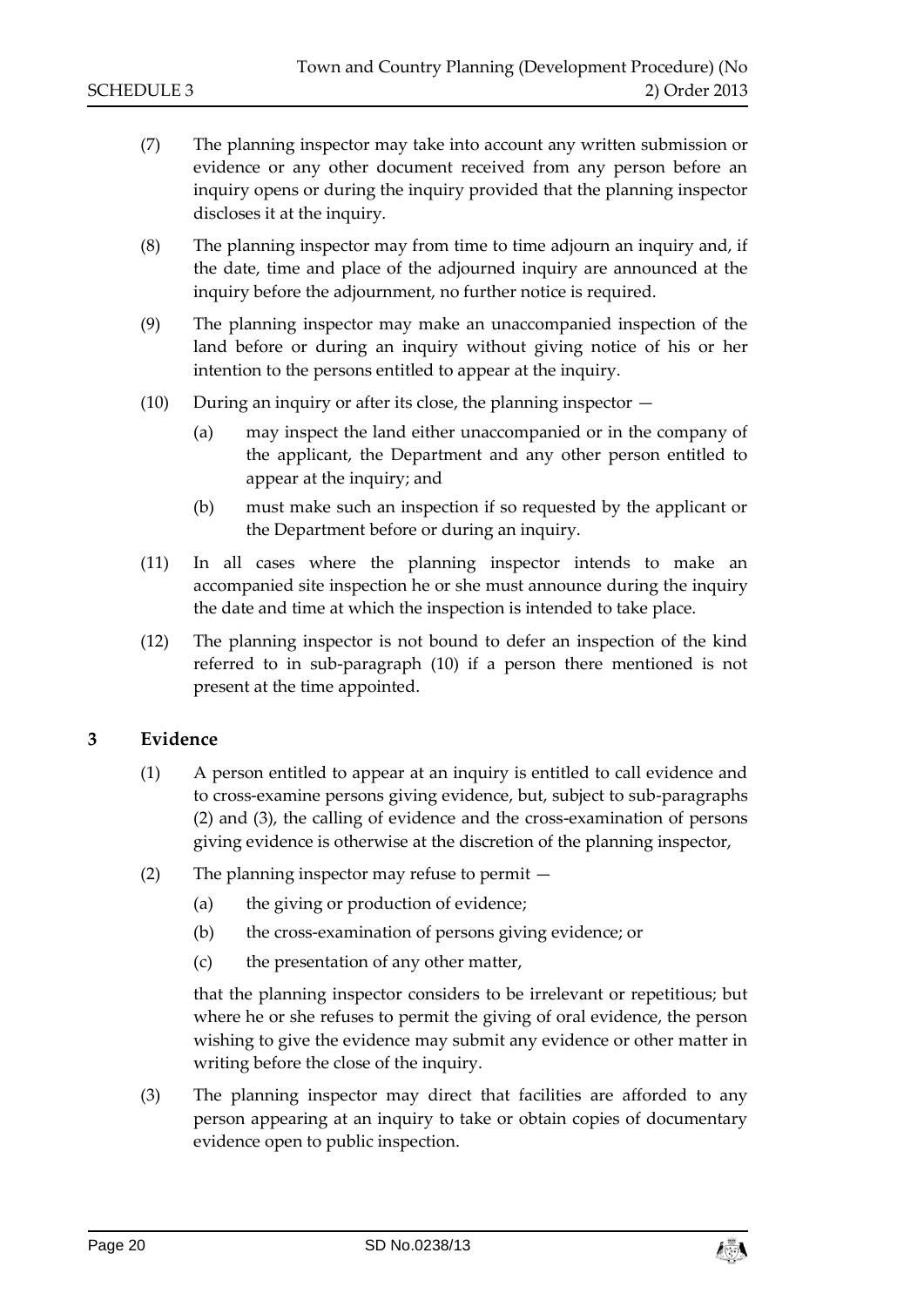(7) The planning inspector may take into account any written submission or evidence or any other document received from any person before an inquiry opens or during the inquiry provided that the planning inspector discloses it at the inquiry.

(8) The planning inspector may from time to time adjourn an inquiry and, if the date, time and place of the adjourned inquiry are announced at the inquiry before the adjournment, no further notice is required.

(9) The planning inspector may make an unaccompanied inspection of the land before or during an inquiry without giving notice of his or her intention to the persons entitled to appear at the inquiry.

(10) During an inquiry or after its close, the planning inspector —

(a) may inspect the land either unaccompanied or in the company of the applicant, the Department and any other person entitled to appear at the inquiry; and

(b) must make such an inspection if so requested by the applicant or the Department before or during an inquiry.

(11) In all cases where the planning inspector intends to make an accompanied site inspection he or she must announce during the inquiry the date and time at which the inspection is intended to take place.

(12) The planning inspector is not bound to defer an inspection of the kind referred to in sub-paragraph (10) if a person there mentioned is not present at the time appointed.

## 3 Evidence

(1) A person entitled to appear at an inquiry is entitled to call evidence and to cross-examine persons giving evidence, but, subject to sub-paragraphs (2) and (3), the calling of evidence and the cross-examination of persons giving evidence is otherwise at the discretion of the planning inspector,

(2) The planning inspector may refuse to permit —

(a) the giving or production of evidence;

(b) the cross-examination of persons giving evidence; or

(c) the presentation of any other matter,

that the planning inspector considers to be irrelevant or repetitious; but where he or she refuses to permit the giving of oral evidence, the person wishing to give the evidence may submit any evidence or other matter in writing before the close of the inquiry.

(3) The planning inspector may direct that facilities are afforded to any person appearing at an inquiry to take or obtain copies of documentary evidence open to public inspection.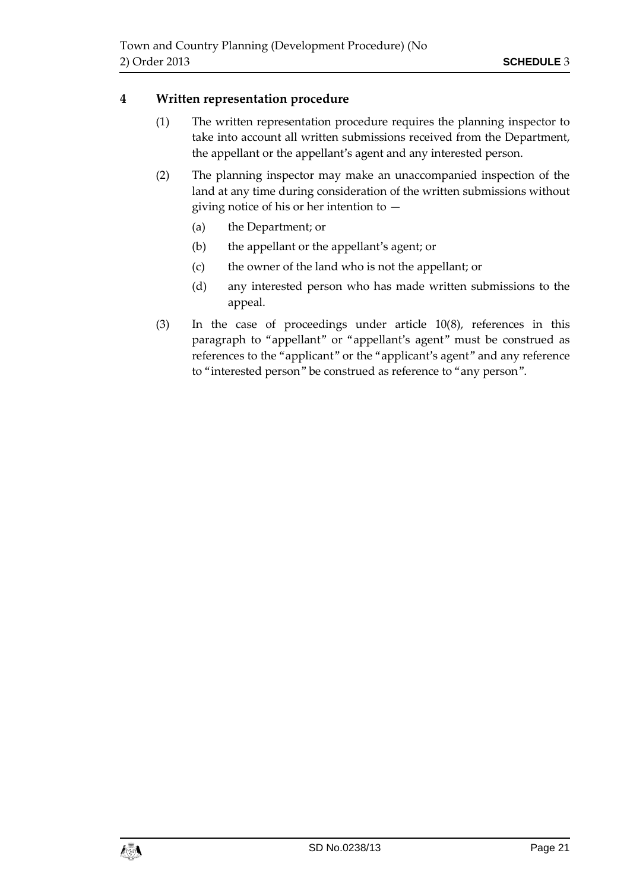## 4 Written representation procedure

(1) The written representation procedure requires the planning inspector to take into account all written submissions received from the Department, the appellant or the appellant's agent and any interested person.

(2) The planning inspector may make an unaccompanied inspection of the land at any time during consideration of the written submissions without giving notice of his or her intention to —

(a) the Department; or

(b) the appellant or the appellant's agent; or

(c) the owner of the land who is not the appellant; or

(d) any interested person who has made written submissions to the appeal.

(3) In the case of proceedings under article 10(8), references in this paragraph to "appellant" or "appellant's agent" must be construed as references to the "applicant" or the "applicant's agent" and any reference to "interested person" be construed as reference to "any person".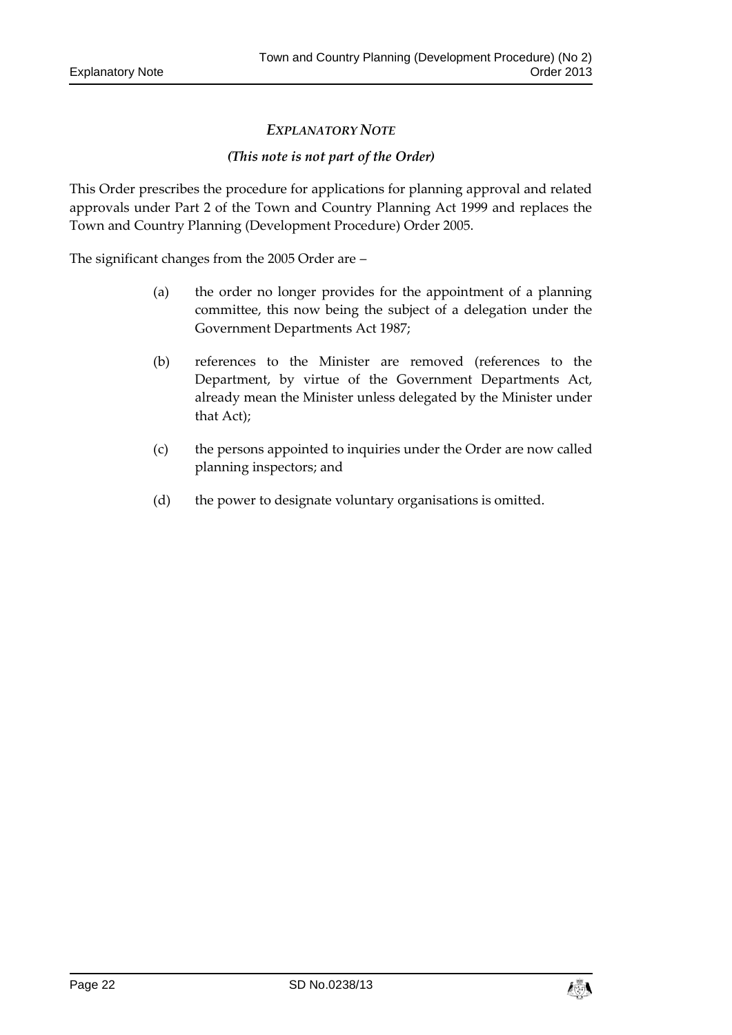## *EXPLANATORY NOTE*

***(This note is not part of the Order)***

This Order prescribes the procedure for applications for planning approval and related approvals under Part 2 of the Town and Country Planning Act 1999 and replaces the Town and Country Planning (Development Procedure) Order 2005.

The significant changes from the 2005 Order are –

(a) the order no longer provides for the appointment of a planning committee, this now being the subject of a delegation under the Government Departments Act 1987;

(b) references to the Minister are removed (references to the Department, by virtue of the Government Departments Act, already mean the Minister unless delegated by the Minister under that Act);

(c) the persons appointed to inquiries under the Order are now called planning inspectors; and

(d) the power to designate voluntary organisations is omitted.